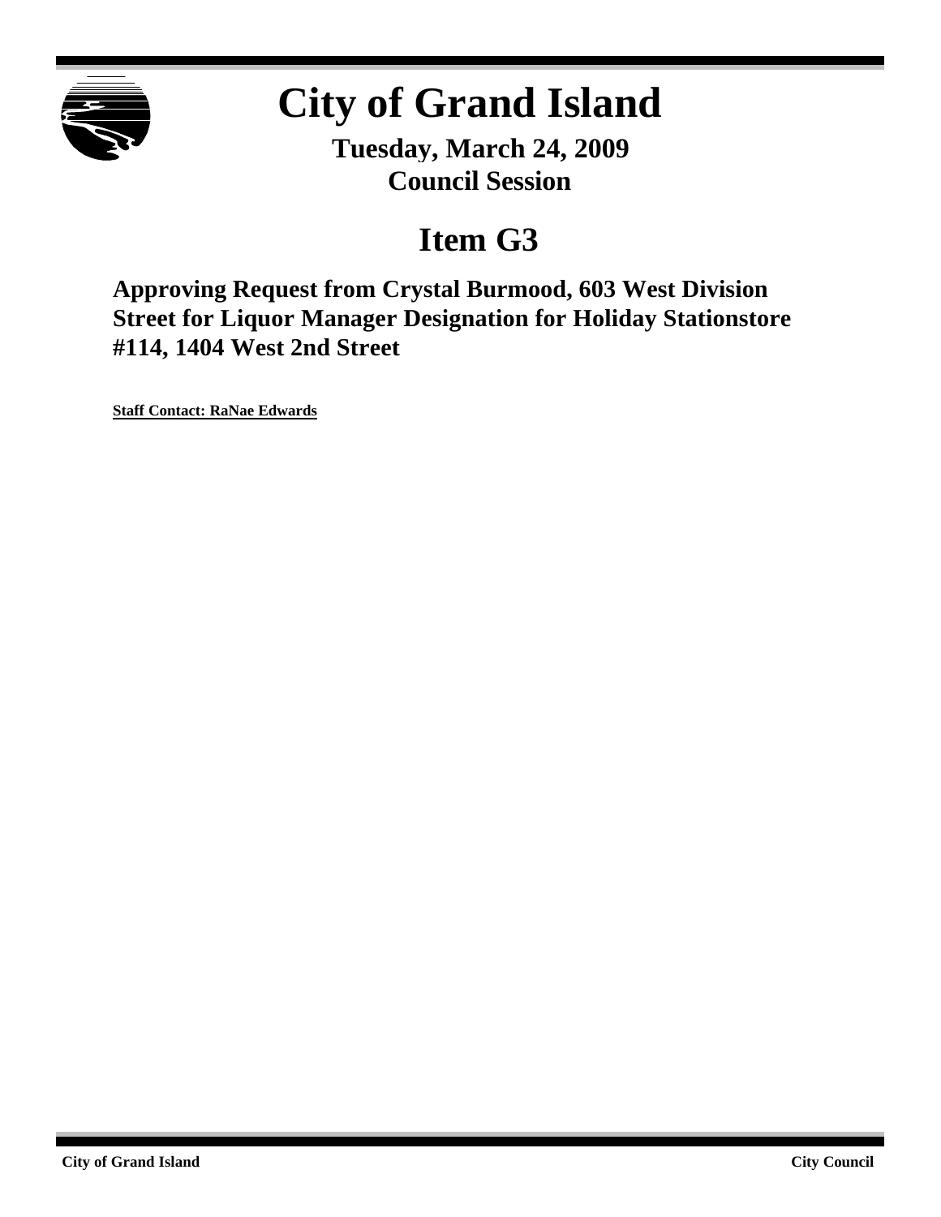# City of Grand Island

**Tuesday, March 24, 2009**
**Council Session**

## Item G3

### Approving Request from Crystal Burmood, 603 West Division Street for Liquor Manager Designation for Holiday Stationstore #114, 1404 West 2nd Street

**Staff Contact: RaNae Edwards**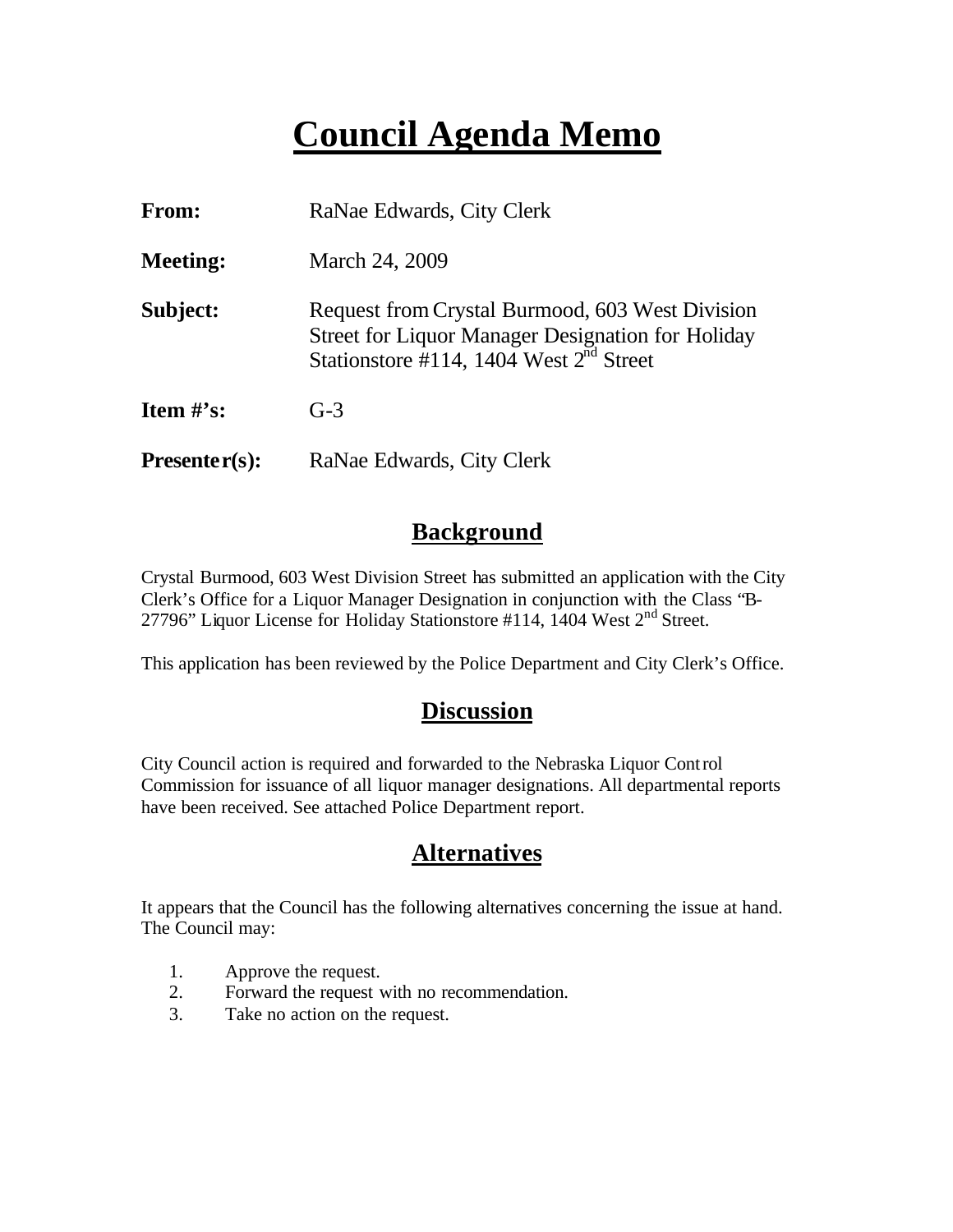# Council Agenda Memo

**From:** RaNae Edwards, City Clerk

**Meeting:** March 24, 2009

**Subject:** Request from Crystal Burmood, 603 West Division Street for Liquor Manager Designation for Holiday Stationstore #114, 1404 West 2nd Street

**Item #'s:** G-3

**Presenter(s):** RaNae Edwards, City Clerk

## Background

Crystal Burmood, 603 West Division Street has submitted an application with the City Clerk's Office for a Liquor Manager Designation in conjunction with the Class "B-27796" Liquor License for Holiday Stationstore #114, 1404 West 2nd Street.

This application has been reviewed by the Police Department and City Clerk's Office.

## Discussion

City Council action is required and forwarded to the Nebraska Liquor Control Commission for issuance of all liquor manager designations. All departmental reports have been received. See attached Police Department report.

## Alternatives

It appears that the Council has the following alternatives concerning the issue at hand. The Council may:

1. Approve the request.
2. Forward the request with no recommendation.
3. Take no action on the request.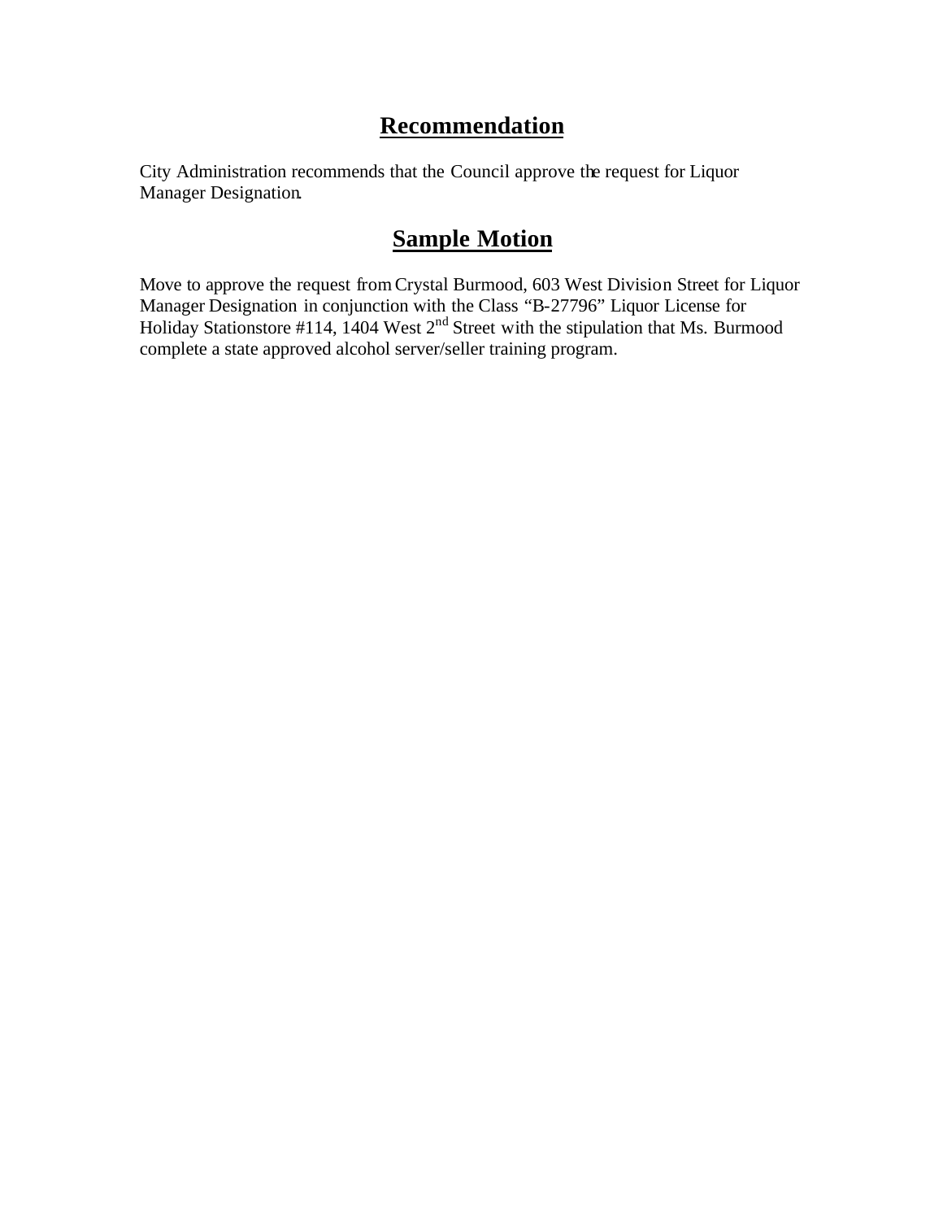## **Recommendation**

City Administration recommends that the Council approve the request for Liquor Manager Designation.

## **Sample Motion**

Move to approve the request from Crystal Burmood, 603 West Division Street for Liquor Manager Designation in conjunction with the Class "B-27796" Liquor License for Holiday Stationstore #114, 1404 West 2nd Street with the stipulation that Ms. Burmood complete a state approved alcohol server/seller training program.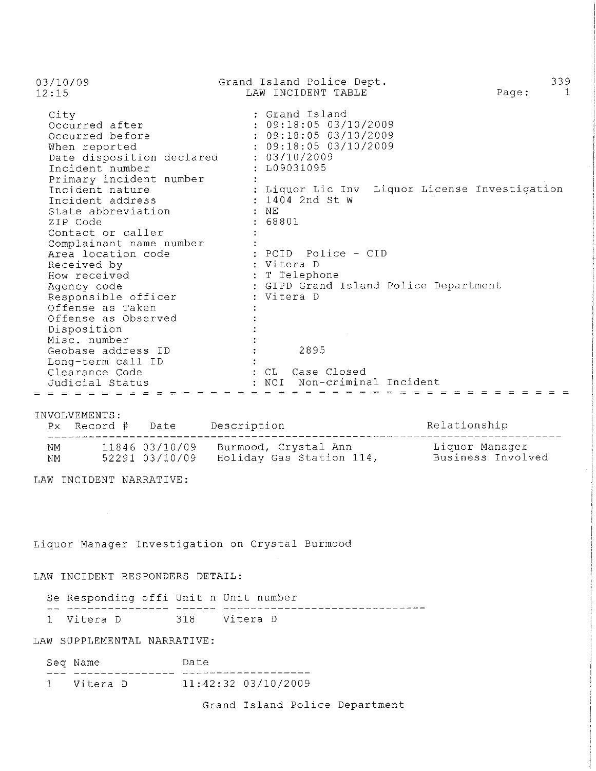03/10/09 Grand Island Police Dept. 339
12:15 LAW INCIDENT TABLE Page: 1

| | |
|---|---|
| City | : Grand Island |
| Occurred after | : 09:18:05 03/10/2009 |
| Occurred before | : 09:18:05 03/10/2009 |
| When reported | : 09:18:05 03/10/2009 |
| Date disposition declared | : 03/10/2009 |
| Incident number | : L09031095 |
| Primary incident number | : |
| Incident nature | : Liquor Lic Inv Liquor License Investigation |
| Incident address | : 1404 2nd St W |
| State abbreviation | : NE |
| ZIP Code | : 68801 |
| Contact or caller | : |
| Complainant name number | : |
| Area location code | : PCID Police - CID |
| Received by | : Vitera D |
| How received | : T Telephone |
| Agency code | : GIPD Grand Island Police Department |
| Responsible officer | : Vitera D |
| Offense as Taken | : |
| Offense as Observed | : |
| Disposition | : |
| Misc. number | : |
| Geobase address ID | : 2895 |
| Long-term call ID | : |
| Clearance Code | : CL Case Closed |
| Judicial Status | : NCI Non-criminal Incident |

INVOLVEMENTS:

| Px | Record # | Date | Description | Relationship |
|---|---|---|---|---|
| NM | 11846 | 03/10/09 | Burmood, Crystal Ann | Liquor Manager |
| NM | 52291 | 03/10/09 | Holiday Gas Station 114, | Business Involved |

LAW INCIDENT NARRATIVE:

Liquor Manager Investigation on Crystal Burmood

LAW INCIDENT RESPONDERS DETAIL:

| Se | Responding offi | Unit n | Unit number |
|---|---|---|---|
| 1 | Vitera D | 318 | Vitera D |

LAW SUPPLEMENTAL NARRATIVE:

| Seq | Name | Date |
|---|---|---|
| 1 | Vitera D | 11:42:32 03/10/2009 |

Grand Island Police Department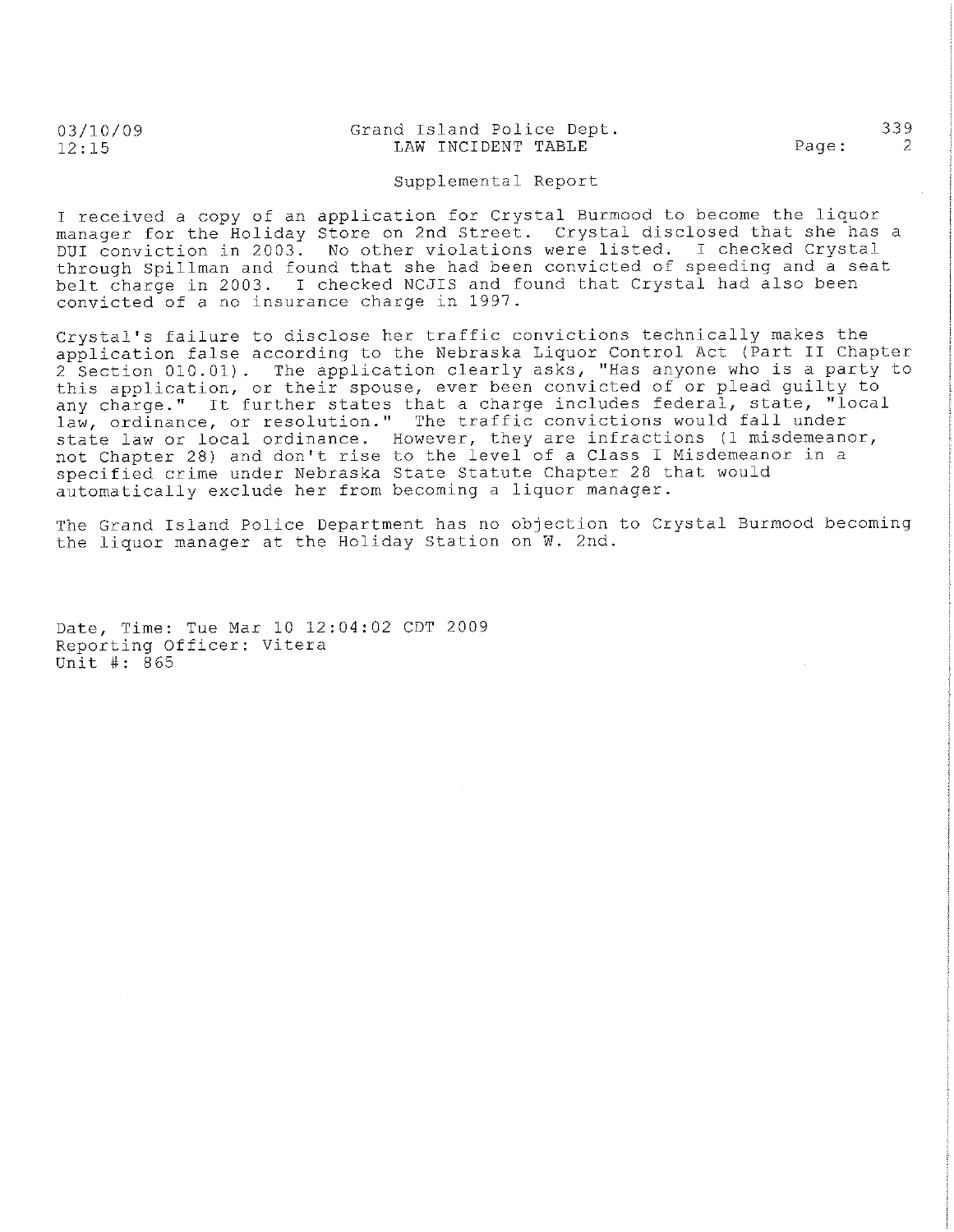03/10/09
12:15

Grand Island Police Dept.
LAW INCIDENT TABLE

Page: 339 2

Supplemental Report

I received a copy of an application for Crystal Burmood to become the liquor manager for the Holiday Store on 2nd Street. Crystal disclosed that she has a DUI conviction in 2003. No other violations were listed. I checked Crystal through Spillman and found that she had been convicted of speeding and a seat belt charge in 2003. I checked NCJIS and found that Crystal had also been convicted of a no insurance charge in 1997.

Crystal's failure to disclose her traffic convictions technically makes the application false according to the Nebraska Liquor Control Act (Part II Chapter 2 Section 010.01). The application clearly asks, "Has anyone who is a party to this application, or their spouse, ever been convicted of or plead guilty to any charge." It further states that a charge includes federal, state, "local law, ordinance, or resolution." The traffic convictions would fall under state law or local ordinance. However, they are infractions (1 misdemeanor, not Chapter 28) and don't rise to the level of a Class I Misdemeanor in a specified crime under Nebraska State Statute Chapter 28 that would automatically exclude her from becoming a liquor manager.

The Grand Island Police Department has no objection to Crystal Burmood becoming the liquor manager at the Holiday Station on W. 2nd.

Date, Time: Tue Mar 10 12:04:02 CDT 2009
Reporting Officer: Vitera
Unit #: 865